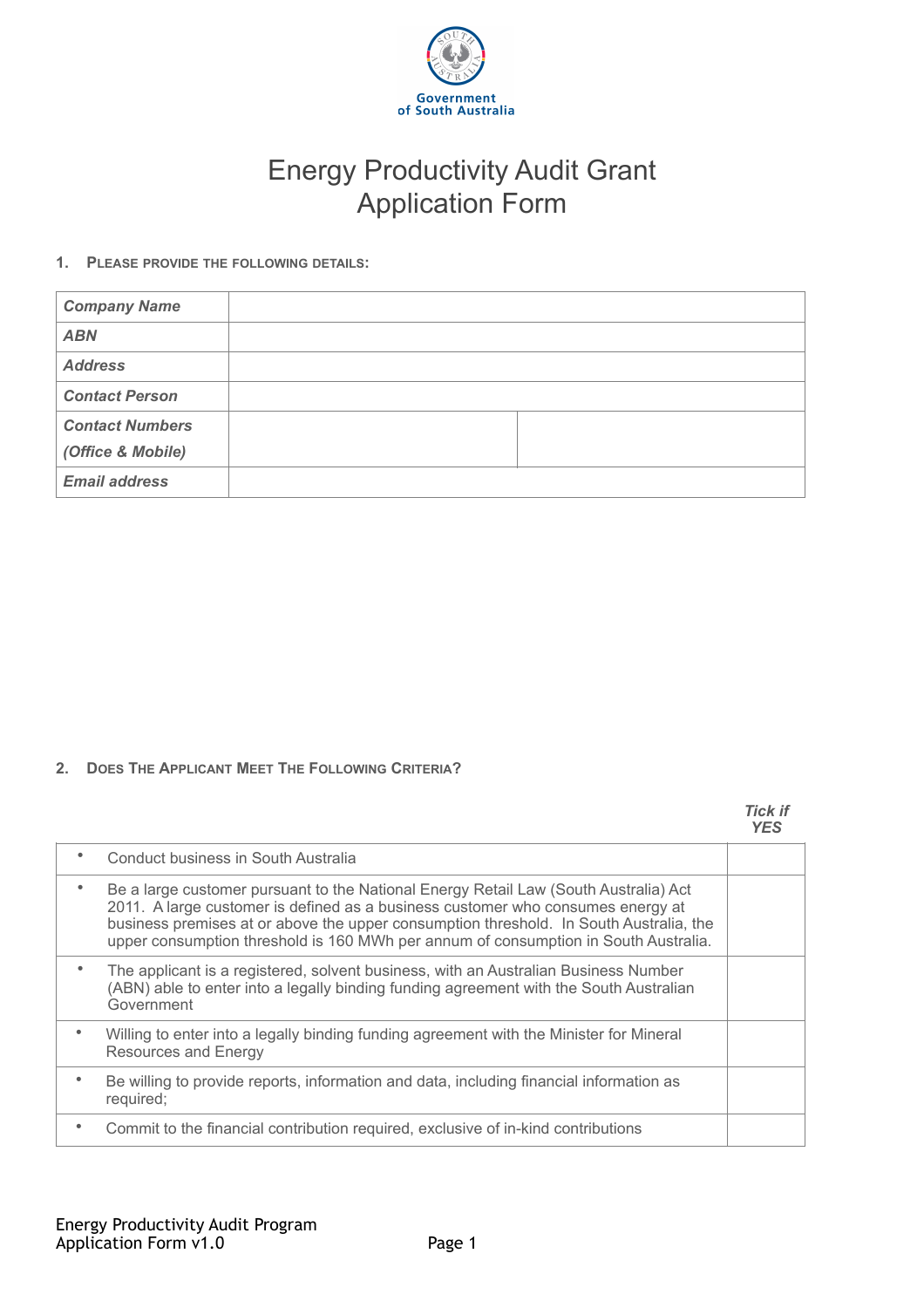Government of South Australia

# Energy Productivity Audit Grant Application Form

## 1. Please provide the following details:

| | | |
|---|---|---|
| ***Company Name*** | | |
| ***ABN*** | | |
| ***Address*** | | |
| ***Contact Person*** | | |
| ***Contact Numbers (Office & Mobile)*** | | |
| ***Email address*** | | |

## 2. Does The Applicant Meet The Following Criteria?

| | ***Tick if YES*** |
|---|---|
| • Conduct business in South Australia | |
| • Be a large customer pursuant to the National Energy Retail Law (South Australia) Act 2011. A large customer is defined as a business customer who consumes energy at business premises at or above the upper consumption threshold. In South Australia, the upper consumption threshold is 160 MWh per annum of consumption in South Australia. | |
| • The applicant is a registered, solvent business, with an Australian Business Number (ABN) able to enter into a legally binding funding agreement with the South Australian Government | |
| • Willing to enter into a legally binding funding agreement with the Minister for Mineral Resources and Energy | |
| • Be willing to provide reports, information and data, including financial information as required; | |
| • Commit to the financial contribution required, exclusive of in-kind contributions | |

Energy Productivity Audit Program
Application Form v1.0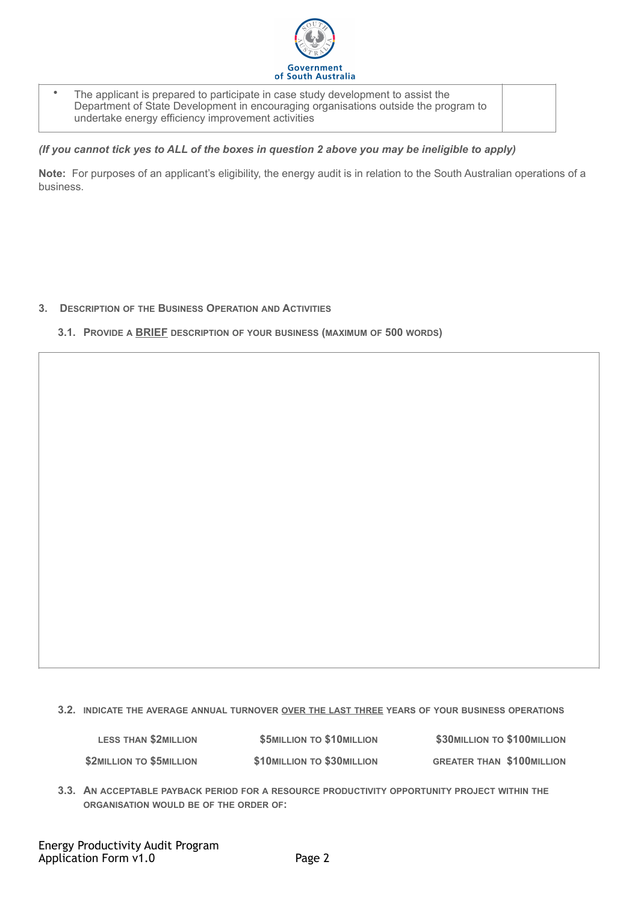| | |
|---|---|
| • The applicant is prepared to participate in case study development to assist the Department of State Development in encouraging organisations outside the program to undertake energy efficiency improvement activities | |

***(If you cannot tick yes to ALL of the boxes in question 2 above you may be ineligible to apply)***

**Note:** For purposes of an applicant's eligibility, the energy audit is in relation to the South Australian operations of a business.

## 3. Description of the Business Operation and Activities

### 3.1. Provide a <u>BRIEF</u> description of your business (maximum of 500 words)

| |
|---|
| |

### 3.2. Indicate the average annual turnover <u>over the last three</u> years of your business operations

| | | |
|---|---|---|
| Less than $2million | $5million to $10million | $30million to $100million |
| $2million to $5million | $10million to $30million | Greater than $100million |

### 3.3. An acceptable payback period for a resource productivity opportunity project within the organisation would be of the order of:

Energy Productivity Audit Program
Application Form v1.0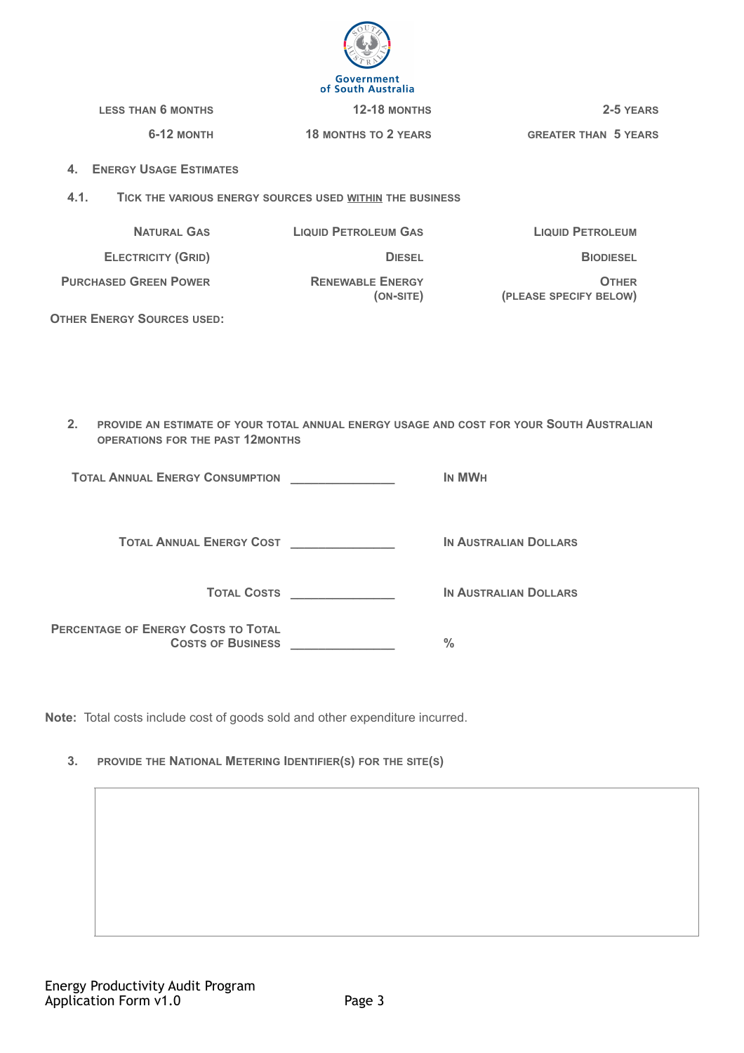Less than 6 months | 12-18 months | 2-5 years
6-12 month | 18 months to 2 years | greater than 5 years

| | | |
|---|---|---|
| Less than 6 months | 12-18 months | 2-5 years |
| 6-12 month | 18 months to 2 years | Greater than 5 years |

## 4. Energy Usage Estimates

### 4.1. Tick the various energy sources used <u>within</u> the business

| | | |
|---|---|---|
| Natural Gas | Liquid Petroleum Gas | Liquid Petroleum |
| Electricity (Grid) | Diesel | Biodiesel |
| Purchased Green Power | Renewable Energy (on-site) | Other (please specify below) |

Other Energy Sources used:

2. Provide an estimate of your total annual energy usage and cost for your South Australian operations for the past 12months

Total Annual Energy Consumption _______________ In MWh

Total Annual Energy Cost _______________ In Australian Dollars

Total Costs _______________ In Australian Dollars

Percentage of Energy Costs to Total Costs of Business _______________ %

**Note:** Total costs include cost of goods sold and other expenditure incurred.

3. Provide the National Metering Identifier(s) for the site(s)

| |
|---|
| |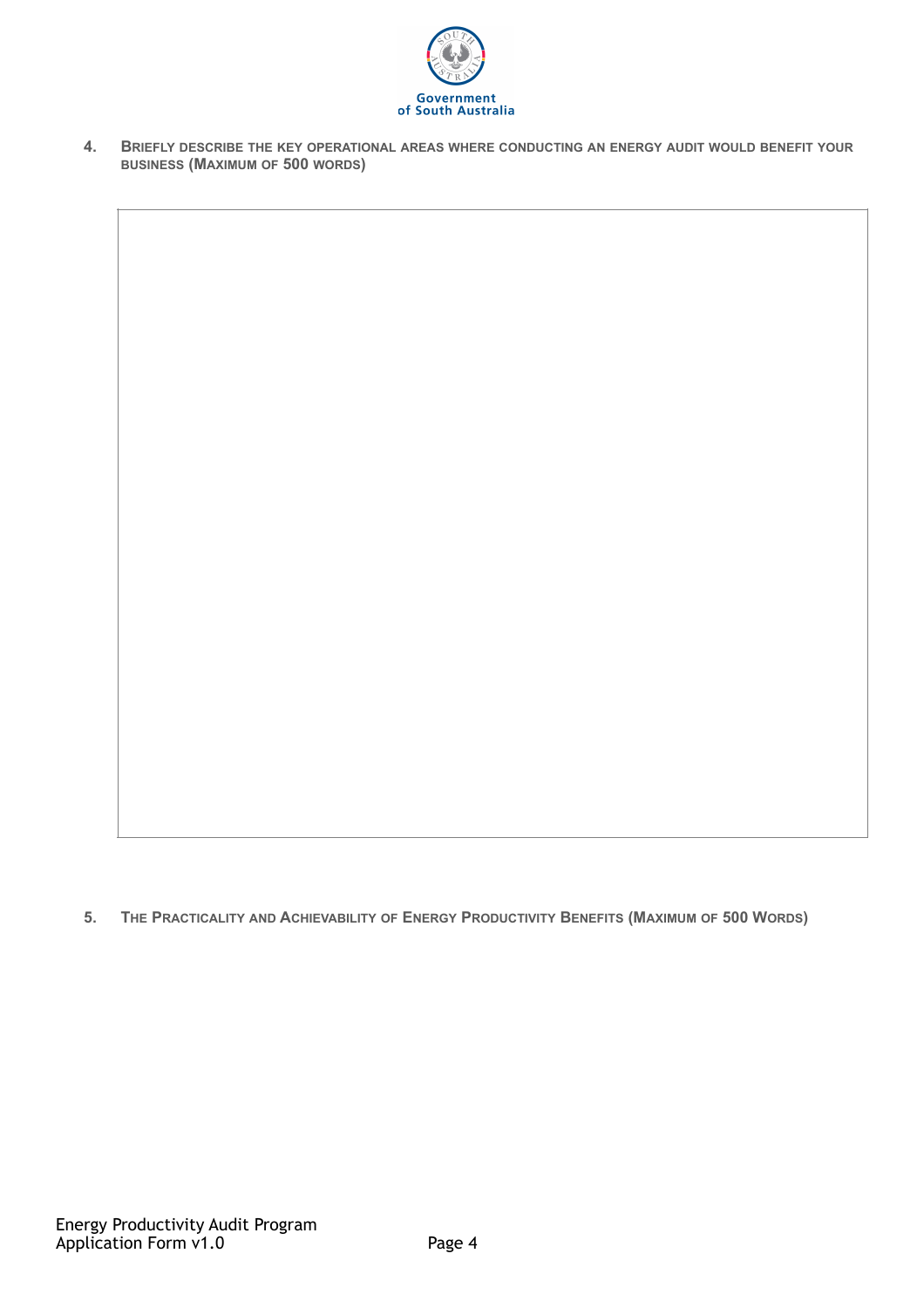4. **Briefly describe the key operational areas where conducting an energy audit would benefit your business (Maximum of 500 words)**

5. **The Practicality and Achievability of Energy Productivity Benefits (Maximum of 500 Words)**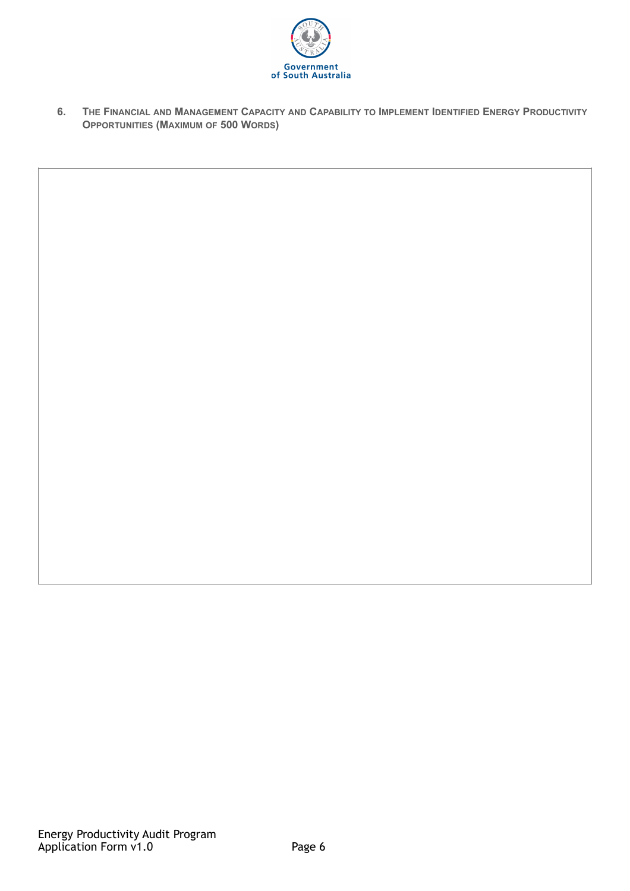Government of South Australia

## 6. The Financial and Management Capacity and Capability to Implement Identified Energy Productivity Opportunities (Maximum of 500 Words)

| |
|---|
| |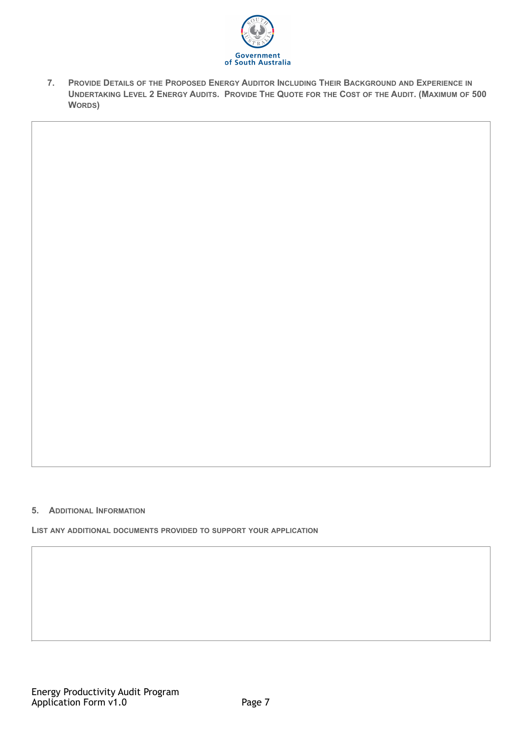7. **Provide Details of the Proposed Energy Auditor Including Their Background and Experience in Undertaking Level 2 Energy Audits. Provide The Quote for the Cost of the Audit. (Maximum of 500 Words)**

## 5. Additional Information

**List any additional documents provided to support your application**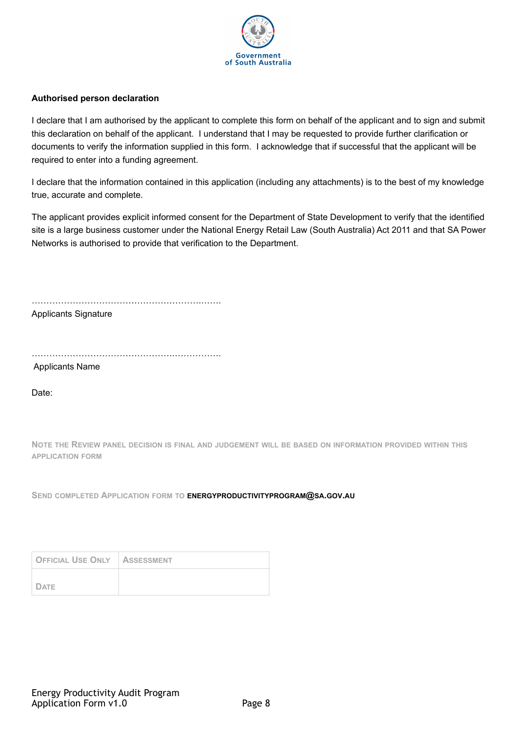Government of South Australia

**Authorised person declaration**

I declare that I am authorised by the applicant to complete this form on behalf of the applicant and to sign and submit this declaration on behalf of the applicant. I understand that I may be requested to provide further clarification or documents to verify the information supplied in this form. I acknowledge that if successful that the applicant will be required to enter into a funding agreement.

I declare that the information contained in this application (including any attachments) is to the best of my knowledge true, accurate and complete.

The applicant provides explicit informed consent for the Department of State Development to verify that the identified site is a large business customer under the National Energy Retail Law (South Australia) Act 2011 and that SA Power Networks is authorised to provide that verification to the Department.

………………………………………………………….

Applicants Signature

………………………………………………………….

Applicants Name

Date:

NOTE THE REVIEW PANEL DECISION IS FINAL AND JUDGEMENT WILL BE BASED ON INFORMATION PROVIDED WITHIN THIS APPLICATION FORM

SEND COMPLETED APPLICATION FORM TO **ENERGYPRODUCTIVITYPROGRAM@SA.GOV.AU**

| OFFICIAL USE ONLY | ASSESSMENT |
|---|---|
| DATE | |